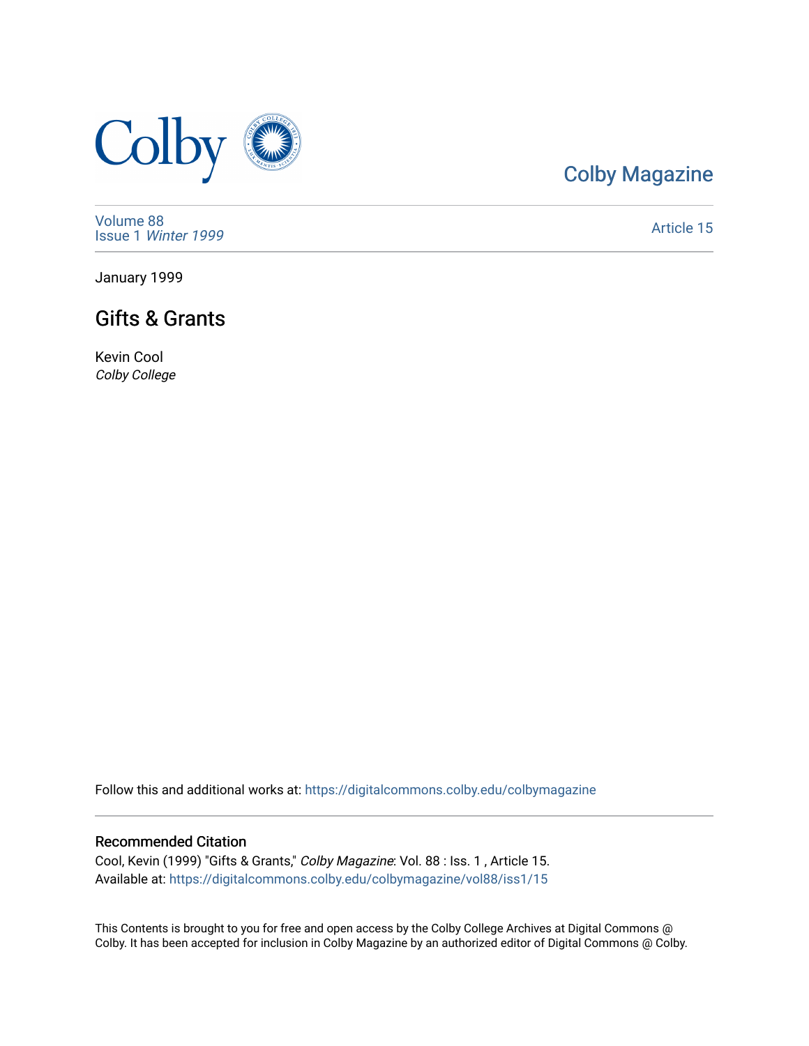Colby Magazine

Volume 88
Issue 1 *Winter 1999*

Article 15

January 1999

# Gifts & Grants

Kevin Cool
*Colby College*

Follow this and additional works at: https://digitalcommons.colby.edu/colbymagazine

## Recommended Citation

Cool, Kevin (1999) "Gifts & Grants," *Colby Magazine*: Vol. 88 : Iss. 1 , Article 15.
Available at: https://digitalcommons.colby.edu/colbymagazine/vol88/iss1/15

This Contents is brought to you for free and open access by the Colby College Archives at Digital Commons @ Colby. It has been accepted for inclusion in Colby Magazine by an authorized editor of Digital Commons @ Colby.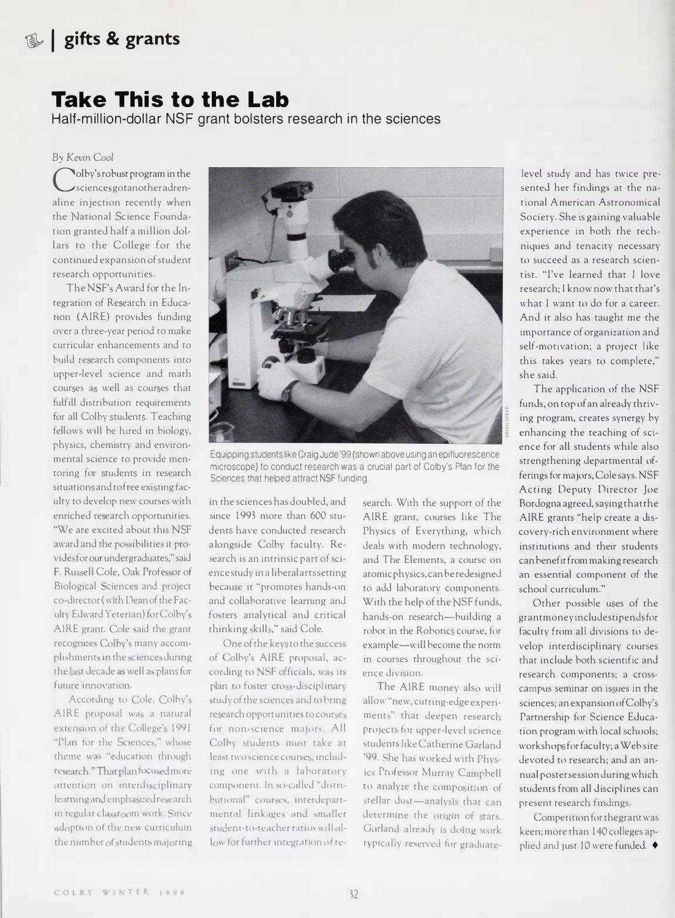## gifts & grants

# Take This to the Lab

Half-million-dollar NSF grant bolsters research in the sciences

*By Kevin Cool*

Colby's robust program in the sciences got another adrenaline injection recently when the National Science Foundation granted half a million dollars to the College for the continued expansion of student research opportunities.

The NSF's Award for the Integration of Research in Education (AIRE) provides funding over a three-year period to make curricular enhancements and to build research components into upper-level science and math courses as well as courses that fulfill distribution requirements for all Colby students. Teaching fellows will be hired in biology, physics, chemistry and environmental science to provide mentoring for students in research situations and to free existing faculty to develop new courses with enriched research opportunities. "We are excited about this NSF award and the possibilities it provides for our undergraduates," said F. Russell Cole, Oak Professor of Biological Sciences and project co-director (with Dean of the Faculty Edward Yeterian) for Colby's AIRE grant. Cole said the grant recognizes Colby's many accomplishments in the sciences during the last decade as well as plans for future innovation.

According to Cole, Colby's AIRE proposal was a natural extension of the College's 1991 "Plan for the Sciences," whose theme was "education through research." That plan focused more attention on interdisciplinary learning and emphasized research in regular classroom work. Since adoption of the new curriculum the number of students majoring in the sciences has doubled, and since 1993 more than 600 students have conducted research alongside Colby faculty. Research is an intrinsic part of science study in a liberal arts setting because it "promotes hands-on and collaborative learning and fosters analytical and critical thinking skills," said Cole.

Equipping students like Craig Jude '99 (shown above using an epifluorescence microscope) to conduct research was a crucial part of Colby's Plan for the Sciences that helped attract NSF funding.

One of the keys to the success of Colby's AIRE proposal, according to NSF officials, was its plan to foster cross-disciplinary study of the sciences and to bring research opportunities to courses for non-science majors. All Colby students must take at least two science courses, including one with a laboratory component. In so-called "distributional" courses, interdepartmental linkages and smaller student-to-teacher ratios will allow for further integration of research. With the support of the AIRE grant, courses like The Physics of Everything, which deals with modern technology, and The Elements, a course on atomic physics, can be redesigned to add laboratory components. With the help of the NSF funds, hands-on research—building a robot in the Robotics course, for example—will become the norm in courses throughout the science division.

The AIRE money also will allow "new, cutting-edge experiments" that deepen research projects for upper-level science students like Catherine Garland '99. She has worked with Physics Professor Murray Campbell to analyze the composition of stellar dust—analysis that can determine the origin of stars. Garland already is doing work typically reserved for graduate-level study and has twice presented her findings at the national American Astronomical Society. She is gaining valuable experience in both the techniques and tenacity necessary to succeed as a research scientist. "I've learned that I love research; I know now that that's what I want to do for a career. And it also has taught me the importance of organization and self-motivation; a project like this takes years to complete," she said.

The application of the NSF funds, on top of an already thriving program, creates synergy by enhancing the teaching of science for all students while also strengthening departmental offerings for majors, Cole says. NSF Acting Deputy Director Joe Bordogna agreed, saying that the AIRE grants "help create a discovery-rich environment where institutions and their students can benefit from making research an essential component of the school curriculum."

Other possible uses of the grant money include stipends for faculty from all divisions to develop interdisciplinary courses that include both scientific and research components; a cross-campus seminar on issues in the sciences; an expansion of Colby's Partnership for Science Education program with local schools; workshops for faculty; a Web site devoted to research; and an annual poster session during which students from all disciplines can present research findings.

Competition for the grant was keen; more than 140 colleges applied and just 10 were funded. ♦